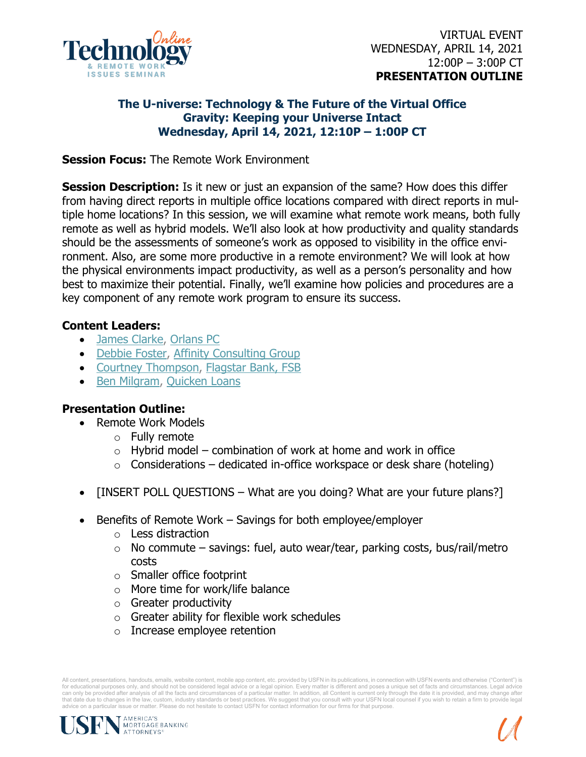VIRTUAL EVENT
WEDNESDAY, APRIL 14, 2021
12:00P – 3:00P CT
**PRESENTATION OUTLINE**

## The U-niverse: Technology & The Future of the Virtual Office
## Gravity: Keeping your Universe Intact
## Wednesday, April 14, 2021, 12:10P – 1:00P CT

**Session Focus:** The Remote Work Environment

**Session Description:** Is it new or just an expansion of the same? How does this differ from having direct reports in multiple office locations compared with direct reports in multiple home locations? In this session, we will examine what remote work means, both fully remote as well as hybrid models. We'll also look at how productivity and quality standards should be the assessments of someone's work as opposed to visibility in the office environment. Also, are some more productive in a remote environment? We will look at how the physical environments impact productivity, as well as a person's personality and how best to maximize their potential. Finally, we'll examine how policies and procedures are a key component of any remote work program to ensure its success.

**Content Leaders:**

- James Clarke, Orlans PC
- Debbie Foster, Affinity Consulting Group
- Courtney Thompson, Flagstar Bank, FSB
- Ben Milgram, Quicken Loans

**Presentation Outline:**

- Remote Work Models
  - Fully remote
  - Hybrid model – combination of work at home and work in office
  - Considerations – dedicated in-office workspace or desk share (hoteling)

- [INSERT POLL QUESTIONS – What are you doing? What are your future plans?]

- Benefits of Remote Work – Savings for both employee/employer
  - Less distraction
  - No commute – savings: fuel, auto wear/tear, parking costs, bus/rail/metro costs
  - Smaller office footprint
  - More time for work/life balance
  - Greater productivity
  - Greater ability for flexible work schedules
  - Increase employee retention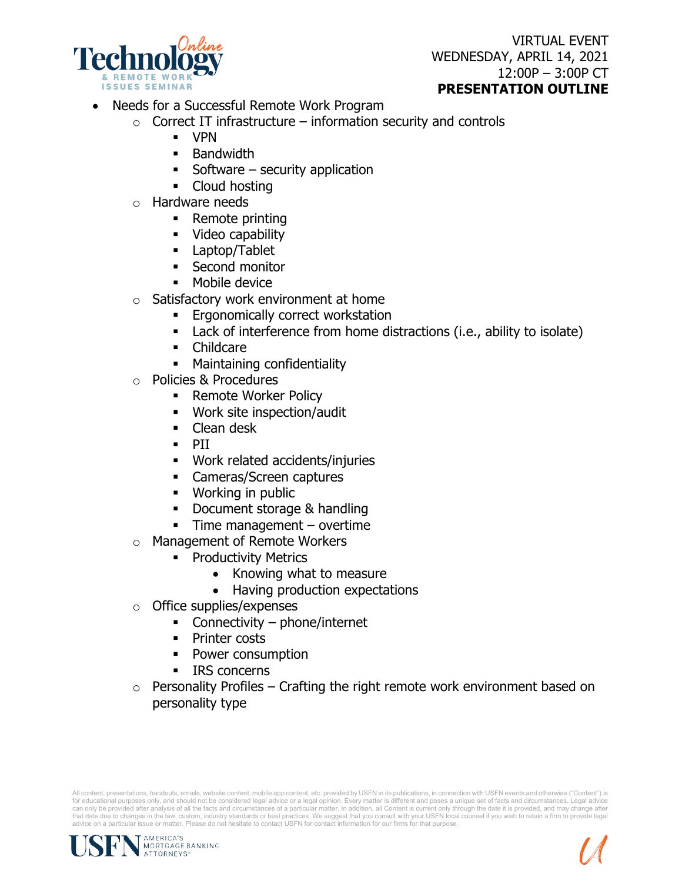- Needs for a Successful Remote Work Program
  - Correct IT infrastructure – information security and controls
    - VPN
    - Bandwidth
    - Software – security application
    - Cloud hosting
  - Hardware needs
    - Remote printing
    - Video capability
    - Laptop/Tablet
    - Second monitor
    - Mobile device
  - Satisfactory work environment at home
    - Ergonomically correct workstation
    - Lack of interference from home distractions (i.e., ability to isolate)
    - Childcare
    - Maintaining confidentiality
  - Policies & Procedures
    - Remote Worker Policy
    - Work site inspection/audit
    - Clean desk
    - PII
    - Work related accidents/injuries
    - Cameras/Screen captures
    - Working in public
    - Document storage & handling
    - Time management – overtime
  - Management of Remote Workers
    - Productivity Metrics
      - Knowing what to measure
      - Having production expectations
  - Office supplies/expenses
    - Connectivity – phone/internet
    - Printer costs
    - Power consumption
    - IRS concerns
  - Personality Profiles – Crafting the right remote work environment based on personality type

All content, presentations, handouts, emails, website content, mobile app content, etc. provided by USFN in its publications, in connection with USFN events and otherwise ("Content") is for educational purposes only, and should not be considered legal advice or a legal opinion. Every matter is different and poses a unique set of facts and circumstances. Legal advice can only be provided after analysis of all the facts and circumstances of a particular matter. In addition, all Content is current only through the date it is provided, and may change after that date due to changes in the law, custom, industry standards or best practices. We suggest that you consult with your USFN local counsel if you wish to retain a firm to provide legal advice on a particular issue or matter. Please do not hesitate to contact USFN for contact information for our firms for that purpose.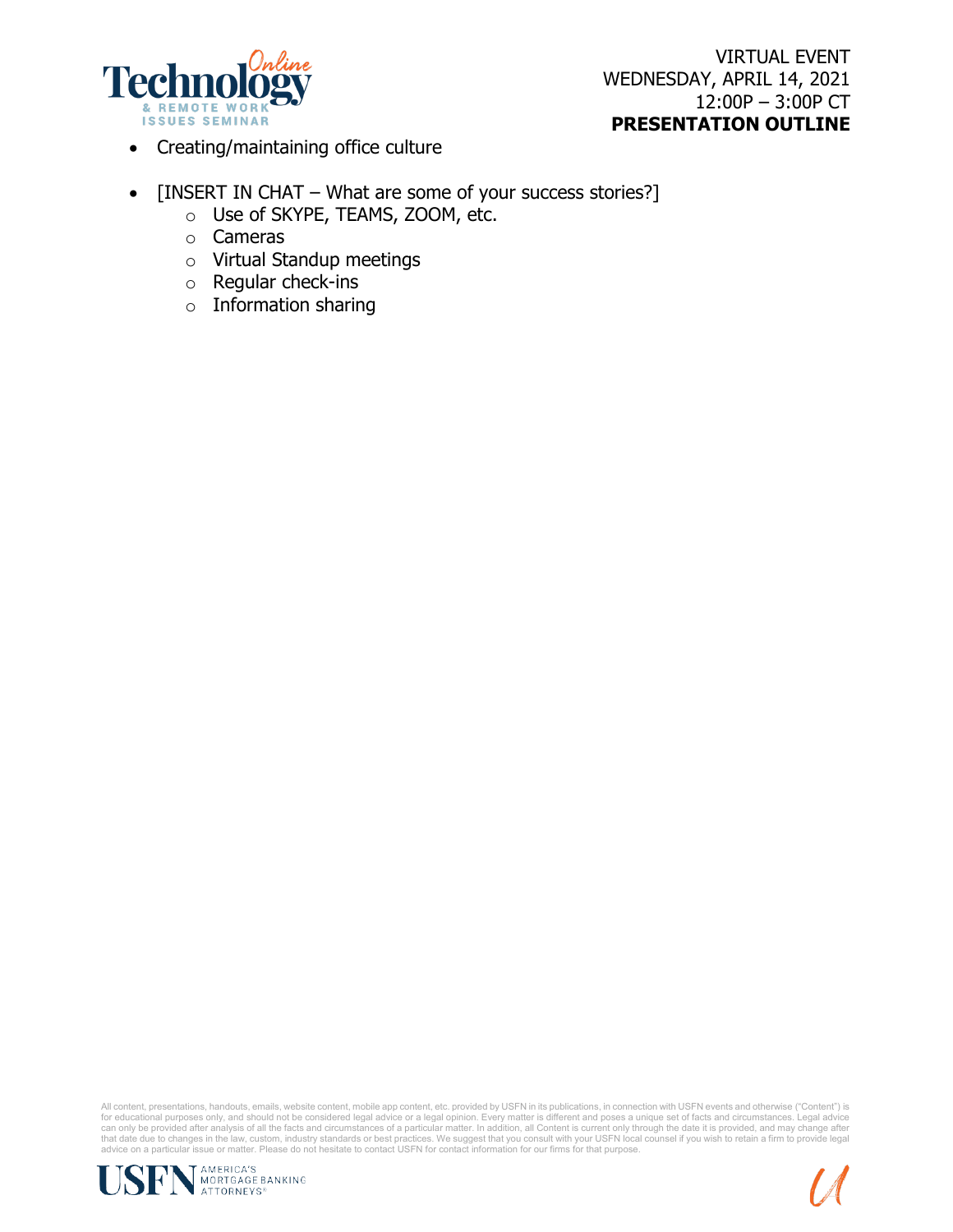- Creating/maintaining office culture

- [INSERT IN CHAT – What are some of your success stories?]
    - Use of SKYPE, TEAMS, ZOOM, etc.
    - Cameras
    - Virtual Standup meetings
    - Regular check-ins
    - Information sharing

All content, presentations, handouts, emails, website content, mobile app content, etc. provided by USFN in its publications, in connection with USFN events and otherwise ("Content") is for educational purposes only, and should not be considered legal advice or a legal opinion. Every matter is different and poses a unique set of facts and circumstances. Legal advice can only be provided after analysis of all the facts and circumstances of a particular matter. In addition, all Content is current only through the date it is provided, and may change after that date due to changes in the law, custom, industry standards or best practices. We suggest that you consult with your USFN local counsel if you wish to retain a firm to provide legal advice on a particular issue or matter. Please do not hesitate to contact USFN for contact information for our firms for that purpose.